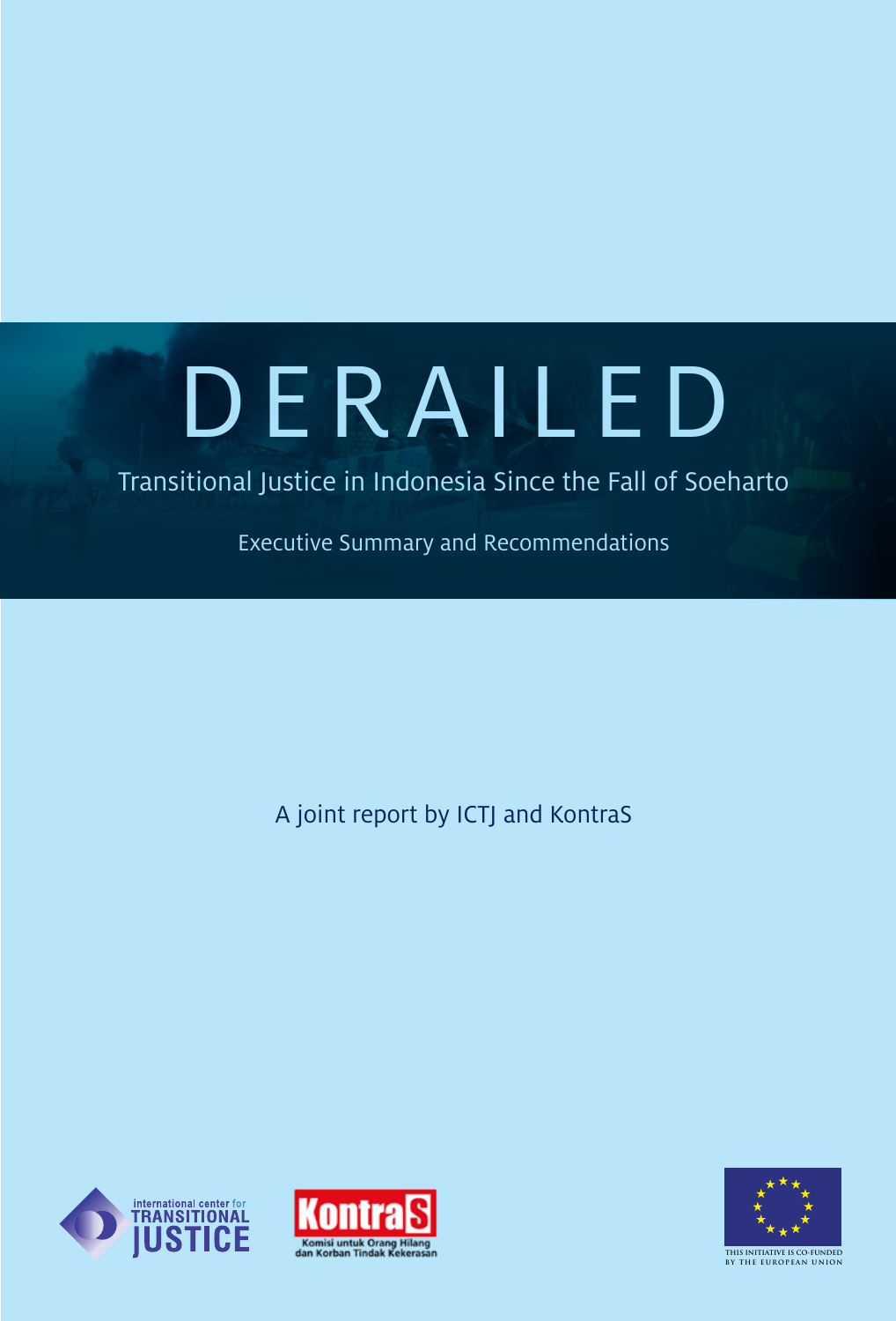# DERAILED

## Transitional Justice in Indonesia Since the Fall of Soeharto

Executive Summary and Recommendations

A joint report by ICTJ and KontraS

international center for TRANSITIONAL JUSTICE

KontraS
Komisi untuk Orang Hilang dan Korban Tindak Kekerasan

THIS INITIATIVE IS CO-FUNDED BY THE EUROPEAN UNION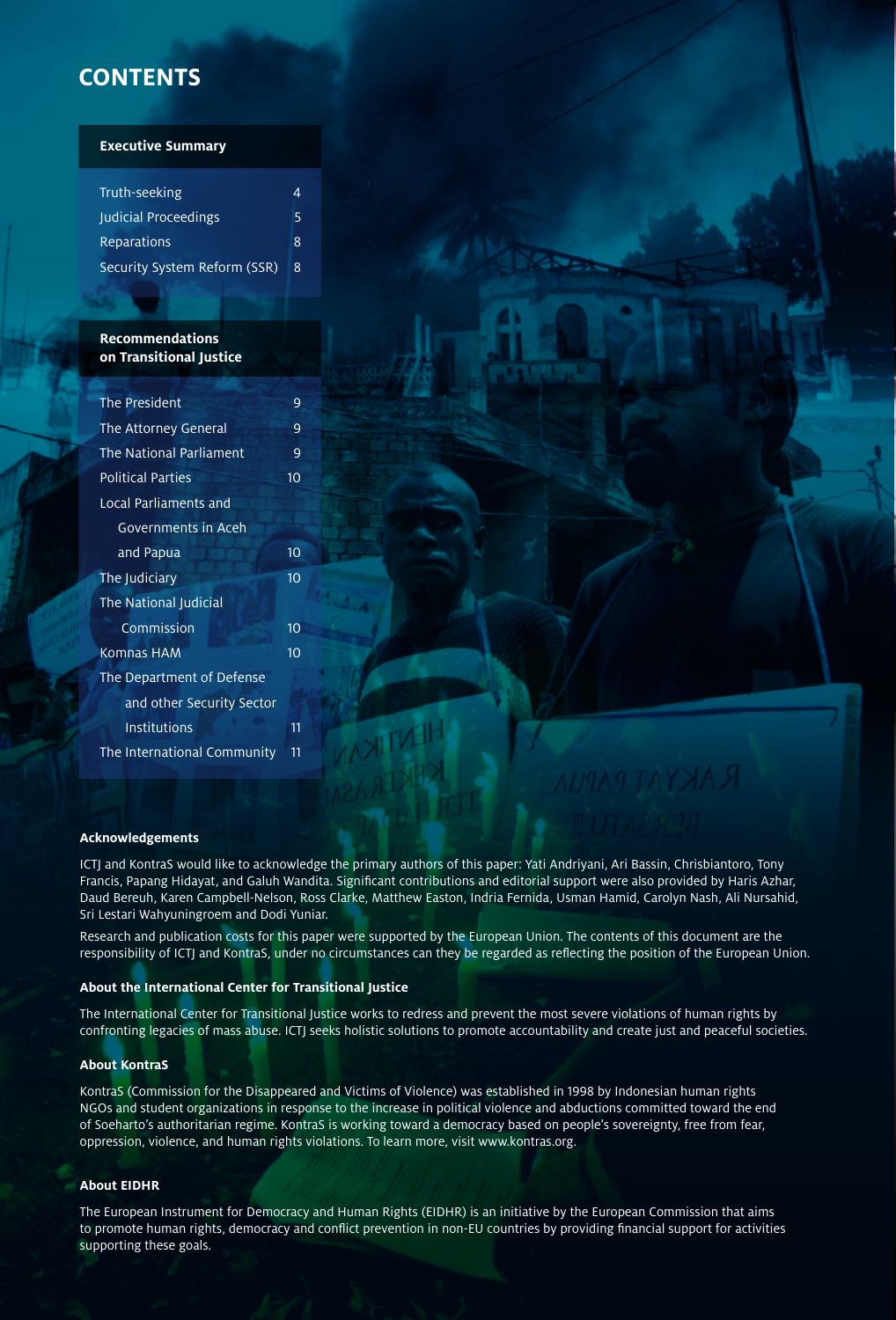# CONTENTS

| Executive Summary | |
|---|---|
| Truth-seeking | 4 |
| Judicial Proceedings | 5 |
| Reparations | 8 |
| Security System Reform (SSR) | 8 |

| Recommendations on Transitional Justice | |
|---|---|
| The President | 9 |
| The Attorney General | 9 |
| The National Parliament | 9 |
| Political Parties | 10 |
| Local Parliaments and Governments in Aceh and Papua | 10 |
| The Judiciary | 10 |
| The National Judicial Commission | 10 |
| Komnas HAM | 10 |
| The Department of Defense and other Security Sector Institutions | 11 |
| The International Community | 11 |

### Acknowledgements

ICTJ and KontraS would like to acknowledge the primary authors of this paper: Yati Andriyani, Ari Bassin, Chrisbiantoro, Tony Francis, Papang Hidayat, and Galuh Wandita. Significant contributions and editorial support were also provided by Haris Azhar, Daud Bereuh, Karen Campbell-Nelson, Ross Clarke, Matthew Easton, Indria Fernida, Usman Hamid, Carolyn Nash, Ali Nursahid, Sri Lestari Wahyuningroem and Dodi Yuniar.

Research and publication costs for this paper were supported by the European Union. The contents of this document are the responsibility of ICTJ and KontraS, under no circumstances can they be regarded as reflecting the position of the European Union.

### About the International Center for Transitional Justice

The International Center for Transitional Justice works to redress and prevent the most severe violations of human rights by confronting legacies of mass abuse. ICTJ seeks holistic solutions to promote accountability and create just and peaceful societies.

### About KontraS

KontraS (Commission for the Disappeared and Victims of Violence) was established in 1998 by Indonesian human rights NGOs and student organizations in response to the increase in political violence and abductions committed toward the end of Soeharto's authoritarian regime. KontraS is working toward a democracy based on people's sovereignty, free from fear, oppression, violence, and human rights violations. To learn more, visit www.kontras.org.

### About EIDHR

The European Instrument for Democracy and Human Rights (EIDHR) is an initiative by the European Commission that aims to promote human rights, democracy and conflict prevention in non-EU countries by providing financial support for activities supporting these goals.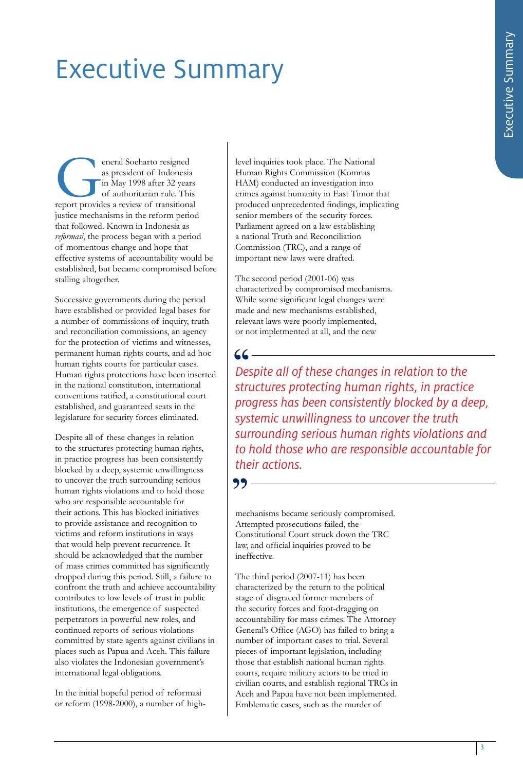# Executive Summary

General Soeharto resigned as president of Indonesia in May 1998 after 32 years of authoritarian rule. This report provides a review of transitional justice mechanisms in the reform period that followed. Known in Indonesia as *reformasi*, the process began with a period of momentous change and hope that effective systems of accountability would be established, but became compromised before stalling altogether.

Successive governments during the period have established or provided legal bases for a number of commissions of inquiry, truth and reconciliation commissions, an agency for the protection of victims and witnesses, permanent human rights courts, and ad hoc human rights courts for particular cases. Human rights protections have been inserted in the national constitution, international conventions ratified, a constitutional court established, and guaranteed seats in the legislature for security forces eliminated.

Despite all of these changes in relation to the structures protecting human rights, in practice progress has been consistently blocked by a deep, systemic unwillingness to uncover the truth surrounding serious human rights violations and to hold those who are responsible accountable for their actions. This has blocked initiatives to provide assistance and recognition to victims and reform institutions in ways that would help prevent recurrence. It should be acknowledged that the number of mass crimes committed has significantly dropped during this period. Still, a failure to confront the truth and achieve accountability contributes to low levels of trust in public institutions, the emergence of suspected perpetrators in powerful new roles, and continued reports of serious violations committed by state agents against civilians in places such as Papua and Aceh. This failure also violates the Indonesian government's international legal obligations.

In the initial hopeful period of reformasi or reform (1998-2000), a number of high-level inquiries took place. The National Human Rights Commission (Komnas HAM) conducted an investigation into crimes against humanity in East Timor that produced unprecedented findings, implicating senior members of the security forces. Parliament agreed on a law establishing a national Truth and Reconciliation Commission (TRC), and a range of important new laws were drafted.

The second period (2001-06) was characterized by compromised mechanisms. While some significant legal changes were made and new mechanisms established, relevant laws were poorly implemented, or not impletmented at all, and the new mechanisms became seriously compromised. Attempted prosecutions failed, the Constitutional Court struck down the TRC law, and official inquiries proved to be ineffective.

> *Despite all of these changes in relation to the structures protecting human rights, in practice progress has been consistently blocked by a deep, systemic unwillingness to uncover the truth surrounding serious human rights violations and to hold those who are responsible accountable for their actions.*

The third period (2007-11) has been characterized by the return to the political stage of disgraced former members of the security forces and foot-dragging on accountability for mass crimes. The Attorney General's Office (AGO) has failed to bring a number of important cases to trial. Several pieces of important legislation, including those that establish national human rights courts, require military actors to be tried in civilian courts, and establish regional TRCs in Aceh and Papua have not been implemented. Emblematic cases, such as the murder of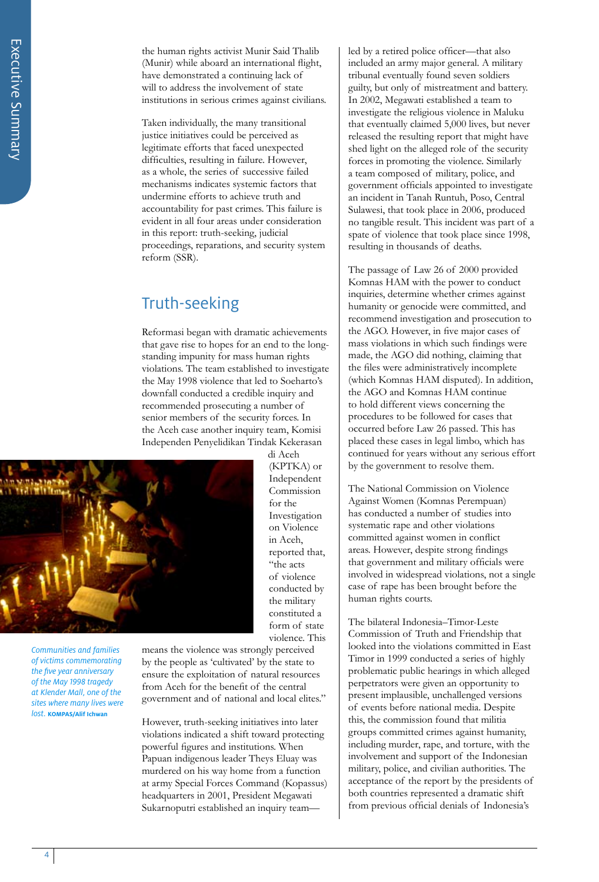the human rights activist Munir Said Thalib (Munir) while aboard an international flight, have demonstrated a continuing lack of will to address the involvement of state institutions in serious crimes against civilians.

Taken individually, the many transitional justice initiatives could be perceived as legitimate efforts that faced unexpected difficulties, resulting in failure. However, as a whole, the series of successive failed mechanisms indicates systemic factors that undermine efforts to achieve truth and accountability for past crimes. This failure is evident in all four areas under consideration in this report: truth-seeking, judicial proceedings, reparations, and security system reform (SSR).

## Truth-seeking

Reformasi began with dramatic achievements that gave rise to hopes for an end to the long-standing impunity for mass human rights violations. The team established to investigate the May 1998 violence that led to Soeharto's downfall conducted a credible inquiry and recommended prosecuting a number of senior members of the security forces. In the Aceh case another inquiry team, Komisi Independen Penyelidikan Tindak Kekerasan di Aceh (KPTKA) or Independent Commission for the Investigation on Violence in Aceh, reported that, "the acts of violence conducted by the military constituted a form of state violence. This means the violence was strongly perceived by the people as 'cultivated' by the state to ensure the exploitation of natural resources from Aceh for the benefit of the central government and of national and local elites."

*Communities and families of victims commemorating the five year anniversary of the May 1998 tragedy at Klender Mall, one of the sites where many lives were lost.* **KOMPAS/Alif Ichwan**

However, truth-seeking initiatives into later violations indicated a shift toward protecting powerful figures and institutions. When Papuan indigenous leader Theys Eluay was murdered on his way home from a function at army Special Forces Command (Kopassus) headquarters in 2001, President Megawati Sukarnoputri established an inquiry team—led by a retired police officer—that also included an army major general. A military tribunal eventually found seven soldiers guilty, but only of mistreatment and battery. In 2002, Megawati established a team to investigate the religious violence in Maluku that eventually claimed 5,000 lives, but never released the resulting report that might have shed light on the alleged role of the security forces in promoting the violence. Similarly a team composed of military, police, and government officials appointed to investigate an incident in Tanah Runtuh, Poso, Central Sulawesi, that took place in 2006, produced no tangible result. This incident was part of a spate of violence that took place since 1998, resulting in thousands of deaths.

The passage of Law 26 of 2000 provided Komnas HAM with the power to conduct inquiries, determine whether crimes against humanity or genocide were committed, and recommend investigation and prosecution to the AGO. However, in five major cases of mass violations in which such findings were made, the AGO did nothing, claiming that the files were administratively incomplete (which Komnas HAM disputed). In addition, the AGO and Komnas HAM continue to hold different views concerning the procedures to be followed for cases that occurred before Law 26 passed. This has placed these cases in legal limbo, which has continued for years without any serious effort by the government to resolve them.

The National Commission on Violence Against Women (Komnas Perempuan) has conducted a number of studies into systematic rape and other violations committed against women in conflict areas. However, despite strong findings that government and military officials were involved in widespread violations, not a single case of rape has been brought before the human rights courts.

The bilateral Indonesia–Timor-Leste Commission of Truth and Friendship that looked into the violations committed in East Timor in 1999 conducted a series of highly problematic public hearings in which alleged perpetrators were given an opportunity to present implausible, unchallenged versions of events before national media. Despite this, the commission found that militia groups committed crimes against humanity, including murder, rape, and torture, with the involvement and support of the Indonesian military, police, and civilian authorities. The acceptance of the report by the presidents of both countries represented a dramatic shift from previous official denials of Indonesia's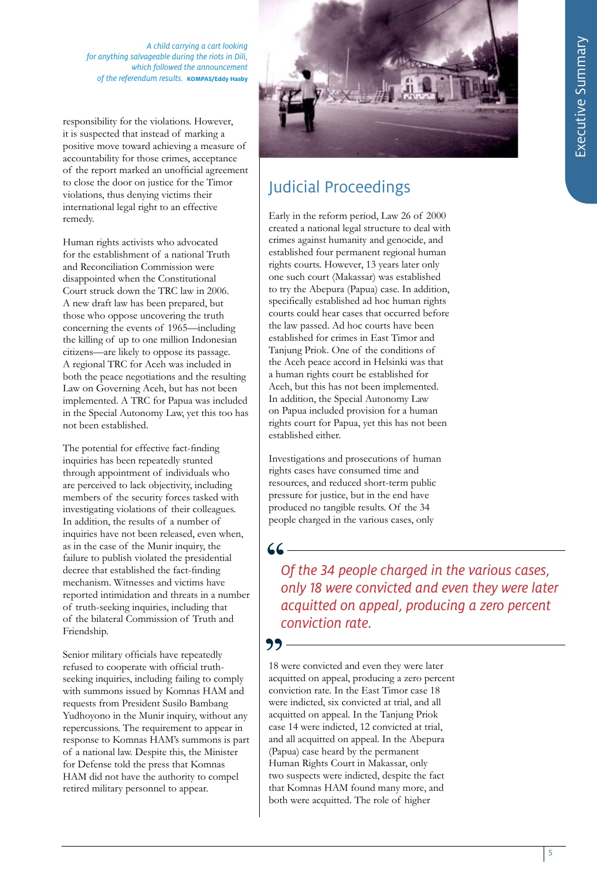*A child carrying a cart looking for anything salvageable during the riots in Dili, which followed the announcement of the referendum results.* **KOMPAS/Eddy Hasby**

responsibility for the violations. However, it is suspected that instead of marking a positive move toward achieving a measure of accountability for those crimes, acceptance of the report marked an unofficial agreement to close the door on justice for the Timor violations, thus denying victims their international legal right to an effective remedy.

Human rights activists who advocated for the establishment of a national Truth and Reconciliation Commission were disappointed when the Constitutional Court struck down the TRC law in 2006. A new draft law has been prepared, but those who oppose uncovering the truth concerning the events of 1965—including the killing of up to one million Indonesian citizens—are likely to oppose its passage. A regional TRC for Aceh was included in both the peace negotiations and the resulting Law on Governing Aceh, but has not been implemented. A TRC for Papua was included in the Special Autonomy Law, yet this too has not been established.

The potential for effective fact-finding inquiries has been repeatedly stunted through appointment of individuals who are perceived to lack objectivity, including members of the security forces tasked with investigating violations of their colleagues. In addition, the results of a number of inquiries have not been released, even when, as in the case of the Munir inquiry, the failure to publish violated the presidential decree that established the fact-finding mechanism. Witnesses and victims have reported intimidation and threats in a number of truth-seeking inquiries, including that of the bilateral Commission of Truth and Friendship.

Senior military officials have repeatedly refused to cooperate with official truth-seeking inquiries, including failing to comply with summons issued by Komnas HAM and requests from President Susilo Bambang Yudhoyono in the Munir inquiry, without any repercussions. The requirement to appear in response to Komnas HAM's summons is part of a national law. Despite this, the Minister for Defense told the press that Komnas HAM did not have the authority to compel retired military personnel to appear.

## Judicial Proceedings

Early in the reform period, Law 26 of 2000 created a national legal structure to deal with crimes against humanity and genocide, and established four permanent regional human rights courts. However, 13 years later only one such court (Makassar) was established to try the Abepura (Papua) case. In addition, specifically established ad hoc human rights courts could hear cases that occurred before the law passed. Ad hoc courts have been established for crimes in East Timor and Tanjung Priok. One of the conditions of the Aceh peace accord in Helsinki was that a human rights court be established for Aceh, but this has not been implemented. In addition, the Special Autonomy Law on Papua included provision for a human rights court for Papua, yet this has not been established either.

Investigations and prosecutions of human rights cases have consumed time and resources, and reduced short-term public pressure for justice, but in the end have produced no tangible results. Of the 34 people charged in the various cases, only 18 were convicted and even they were later acquitted on appeal, producing a zero percent conviction rate. In the East Timor case 18 were indicted, six convicted at trial, and all acquitted on appeal. In the Tanjung Priok case 14 were indicted, 12 convicted at trial, and all acquitted on appeal. In the Abepura (Papua) case heard by the permanent Human Rights Court in Makassar, only two suspects were indicted, despite the fact that Komnas HAM found many more, and both were acquitted. The role of higher

> *Of the 34 people charged in the various cases, only 18 were convicted and even they were later acquitted on appeal, producing a zero percent conviction rate.*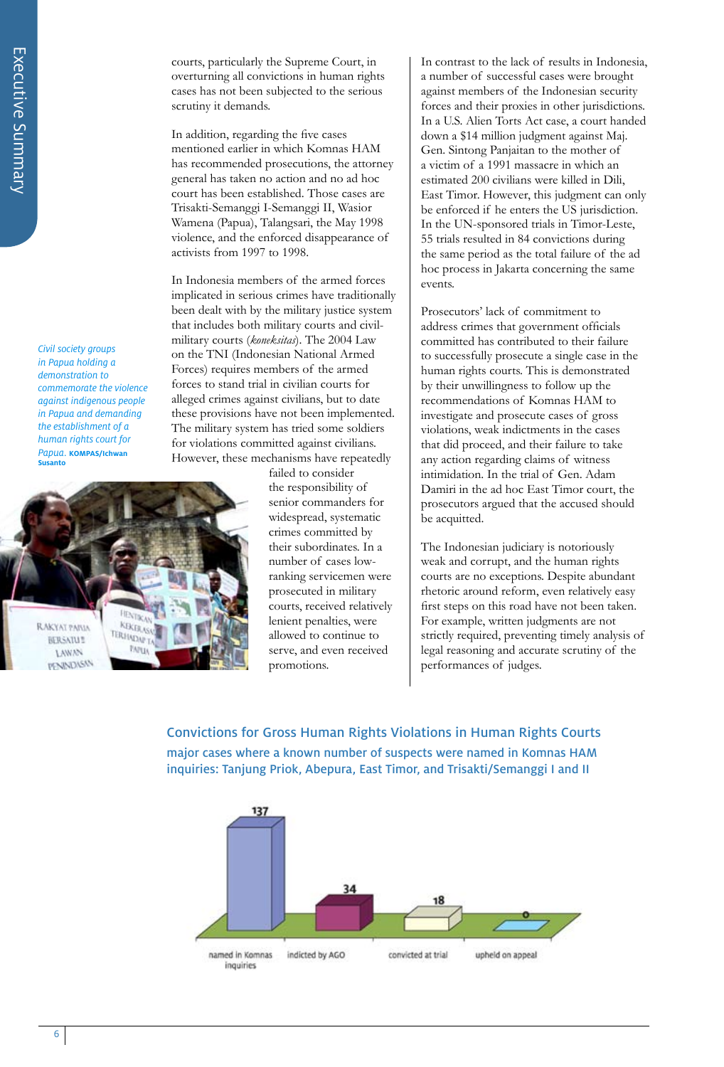courts, particularly the Supreme Court, in overturning all convictions in human rights cases has not been subjected to the serious scrutiny it demands.

In addition, regarding the five cases mentioned earlier in which Komnas HAM has recommended prosecutions, the attorney general has taken no action and no ad hoc court has been established. Those cases are Trisakti-Semanggi I-Semanggi II, Wasior Wamena (Papua), Talangsari, the May 1998 violence, and the enforced disappearance of activists from 1997 to 1998.

In Indonesia members of the armed forces implicated in serious crimes have traditionally been dealt with by the military justice system that includes both military courts and civil-military courts (*koneksitas*). The 2004 Law on the TNI (Indonesian National Armed Forces) requires members of the armed forces to stand trial in civilian courts for alleged crimes against civilians, but to date these provisions have not been implemented. The military system has tried some soldiers for violations committed against civilians. However, these mechanisms have repeatedly failed to consider the responsibility of senior commanders for widespread, systematic crimes committed by their subordinates. In a number of cases low-ranking servicemen were prosecuted in military courts, received relatively lenient penalties, were allowed to continue to serve, and even received promotions.

*Civil society groups in Papua holding a demonstration to commemorate the violence against indigenous people in Papua and demanding the establishment of a human rights court for Papua.* **KOMPAS/Ichwan Susanto**

In contrast to the lack of results in Indonesia, a number of successful cases were brought against members of the Indonesian security forces and their proxies in other jurisdictions. In a U.S. Alien Torts Act case, a court handed down a $14 million judgment against Maj. Gen. Sintong Panjaitan to the mother of a victim of a 1991 massacre in which an estimated 200 civilians were killed in Dili, East Timor. However, this judgment can only be enforced if he enters the US jurisdiction. In the UN-sponsored trials in Timor-Leste, 55 trials resulted in 84 convictions during the same period as the total failure of the ad hoc process in Jakarta concerning the same events.

Prosecutors' lack of commitment to address crimes that government officials committed has contributed to their failure to successfully prosecute a single case in the human rights courts. This is demonstrated by their unwillingness to follow up the recommendations of Komnas HAM to investigate and prosecute cases of gross violations, weak indictments in the cases that did proceed, and their failure to take any action regarding claims of witness intimidation. In the trial of Gen. Adam Damiri in the ad hoc East Timor court, the prosecutors argued that the accused should be acquitted.

The Indonesian judiciary is notoriously weak and corrupt, and the human rights courts are no exceptions. Despite abundant rhetoric around reform, even relatively easy first steps on this road have not been taken. For example, written judgments are not strictly required, preventing timely analysis of legal reasoning and accurate scrutiny of the performances of judges.

## Convictions for Gross Human Rights Violations in Human Rights Courts

major cases where a known number of suspects were named in Komnas HAM inquiries: Tanjung Priok, Abepura, East Timor, and Trisakti/Semanggi I and II

| named in Komnas inquiries | indicted by AGO | convicted at trial | upheld on appeal |
|---|---|---|---|
| 137 | 34 | 18 | 0 |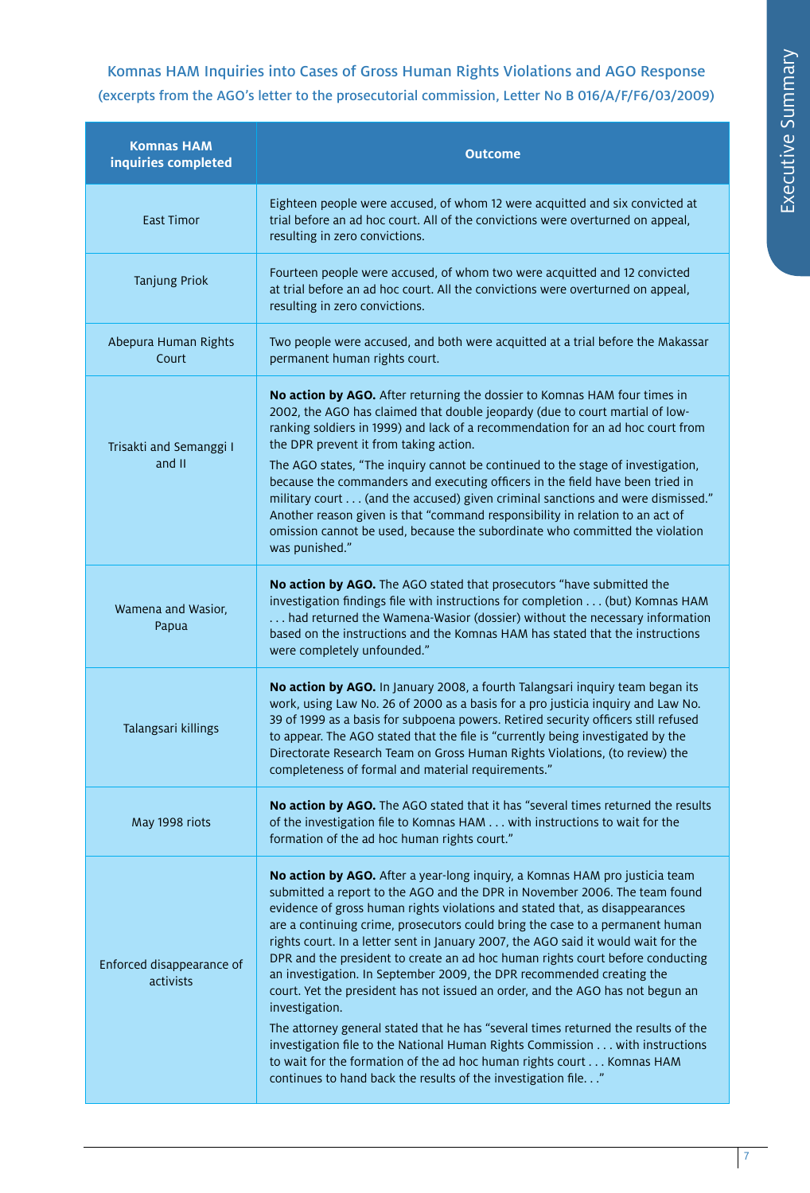### Komnas HAM Inquiries into Cases of Gross Human Rights Violations and AGO Response (excerpts from the AGO's letter to the prosecutorial commission, Letter No B 016/A/F/F6/03/2009)

| Komnas HAM inquiries completed | Outcome |
|---|---|
| East Timor | Eighteen people were accused, of whom 12 were acquitted and six convicted at trial before an ad hoc court. All of the convictions were overturned on appeal, resulting in zero convictions. |
| Tanjung Priok | Fourteen people were accused, of whom two were acquitted and 12 convicted at trial before an ad hoc court. All the convictions were overturned on appeal, resulting in zero convictions. |
| Abepura Human Rights Court | Two people were accused, and both were acquitted at a trial before the Makassar permanent human rights court. |
| Trisakti and Semanggi I and II | **No action by AGO.** After returning the dossier to Komnas HAM four times in 2002, the AGO has claimed that double jeopardy (due to court martial of low-ranking soldiers in 1999) and lack of a recommendation for an ad hoc court from the DPR prevent it from taking action. The AGO states, "The inquiry cannot be continued to the stage of investigation, because the commanders and executing officers in the field have been tried in military court . . . (and the accused) given criminal sanctions and were dismissed." Another reason given is that "command responsibility in relation to an act of omission cannot be used, because the subordinate who committed the violation was punished." |
| Wamena and Wasior, Papua | **No action by AGO.** The AGO stated that prosecutors "have submitted the investigation findings file with instructions for completion . . . (but) Komnas HAM . . . had returned the Wamena-Wasior (dossier) without the necessary information based on the instructions and the Komnas HAM has stated that the instructions were completely unfounded." |
| Talangsari killings | **No action by AGO.** In January 2008, a fourth Talangsari inquiry team began its work, using Law No. 26 of 2000 as a basis for a pro justicia inquiry and Law No. 39 of 1999 as a basis for subpoena powers. Retired security officers still refused to appear. The AGO stated that the file is "currently being investigated by the Directorate Research Team on Gross Human Rights Violations, (to review) the completeness of formal and material requirements." |
| May 1998 riots | **No action by AGO.** The AGO stated that it has "several times returned the results of the investigation file to Komnas HAM . . . with instructions to wait for the formation of the ad hoc human rights court." |
| Enforced disappearance of activists | **No action by AGO.** After a year-long inquiry, a Komnas HAM pro justicia team submitted a report to the AGO and the DPR in November 2006. The team found evidence of gross human rights violations and stated that, as disappearances are a continuing crime, prosecutors could bring the case to a permanent human rights court. In a letter sent in January 2007, the AGO said it would wait for the DPR and the president to create an ad hoc human rights court before conducting an investigation. In September 2009, the DPR recommended creating the court. Yet the president has not issued an order, and the AGO has not begun an investigation. The attorney general stated that he has "several times returned the results of the investigation file to the National Human Rights Commission . . . with instructions to wait for the formation of the ad hoc human rights court . . . Komnas HAM continues to hand back the results of the investigation file. . ." |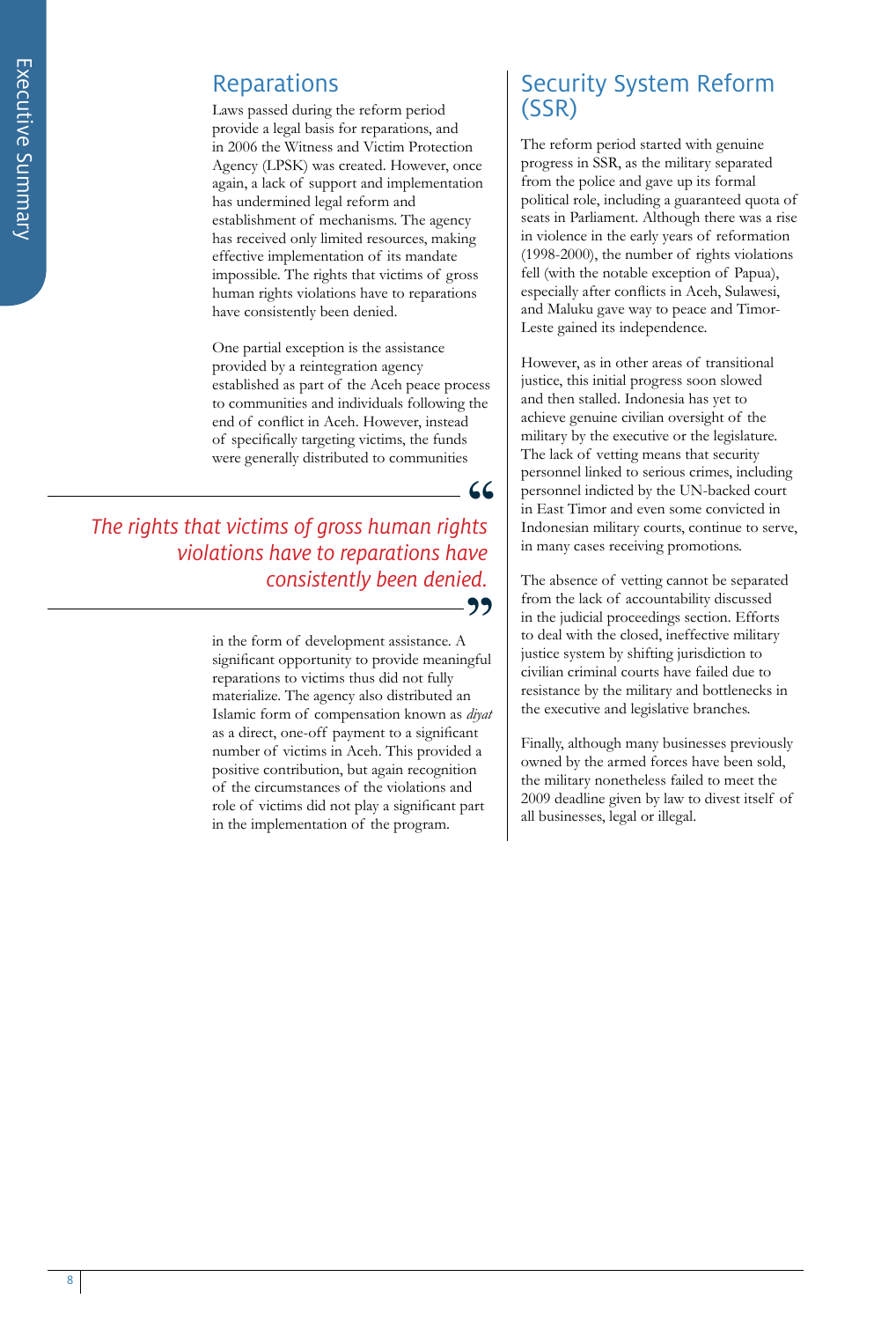## Reparations

Laws passed during the reform period provide a legal basis for reparations, and in 2006 the Witness and Victim Protection Agency (LPSK) was created. However, once again, a lack of support and implementation has undermined legal reform and establishment of mechanisms. The agency has received only limited resources, making effective implementation of its mandate impossible. The rights that victims of gross human rights violations have to reparations have consistently been denied.

One partial exception is the assistance provided by a reintegration agency established as part of the Aceh peace process to communities and individuals following the end of conflict in Aceh. However, instead of specifically targeting victims, the funds were generally distributed to communities in the form of development assistance. A significant opportunity to provide meaningful reparations to victims thus did not fully materialize. The agency also distributed an Islamic form of compensation known as *diyat* as a direct, one-off payment to a significant number of victims in Aceh. This provided a positive contribution, but again recognition of the circumstances of the violations and role of victims did not play a significant part in the implementation of the program.

> *The rights that victims of gross human rights violations have to reparations have consistently been denied.*

## Security System Reform (SSR)

The reform period started with genuine progress in SSR, as the military separated from the police and gave up its formal political role, including a guaranteed quota of seats in Parliament. Although there was a rise in violence in the early years of reformation (1998-2000), the number of rights violations fell (with the notable exception of Papua), especially after conflicts in Aceh, Sulawesi, and Maluku gave way to peace and Timor-Leste gained its independence.

However, as in other areas of transitional justice, this initial progress soon slowed and then stalled. Indonesia has yet to achieve genuine civilian oversight of the military by the executive or the legislature. The lack of vetting means that security personnel linked to serious crimes, including personnel indicted by the UN-backed court in East Timor and even some convicted in Indonesian military courts, continue to serve, in many cases receiving promotions.

The absence of vetting cannot be separated from the lack of accountability discussed in the judicial proceedings section. Efforts to deal with the closed, ineffective military justice system by shifting jurisdiction to civilian criminal courts have failed due to resistance by the military and bottlenecks in the executive and legislative branches.

Finally, although many businesses previously owned by the armed forces have been sold, the military nonetheless failed to meet the 2009 deadline given by law to divest itself of all businesses, legal or illegal.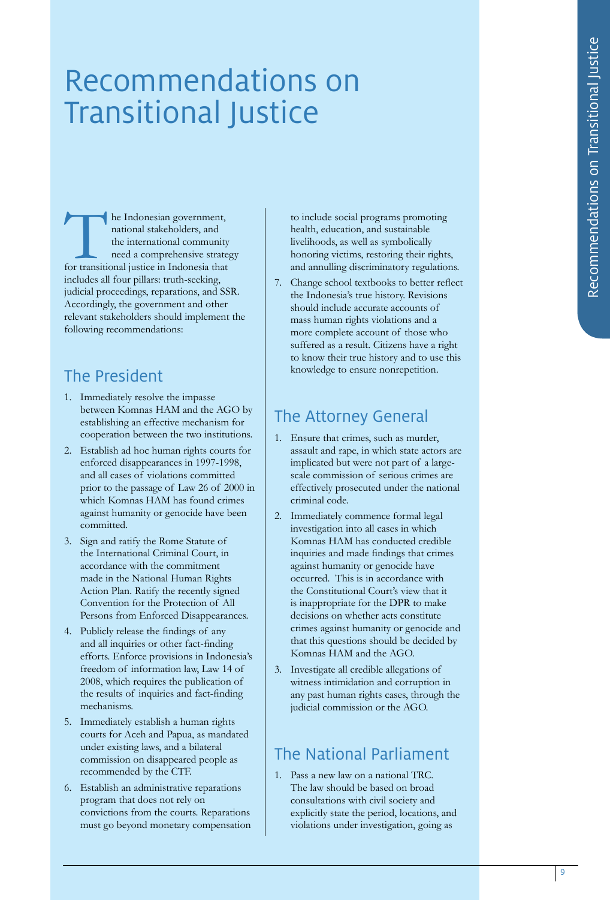# Recommendations on Transitional Justice

The Indonesian government, national stakeholders, and the international community need a comprehensive strategy for transitional justice in Indonesia that includes all four pillars: truth-seeking, judicial proceedings, reparations, and SSR. Accordingly, the government and other relevant stakeholders should implement the following recommendations:

## The President

1. Immediately resolve the impasse between Komnas HAM and the AGO by establishing an effective mechanism for cooperation between the two institutions.
2. Establish ad hoc human rights courts for enforced disappearances in 1997-1998, and all cases of violations committed prior to the passage of Law 26 of 2000 in which Komnas HAM has found crimes against humanity or genocide have been committed.
3. Sign and ratify the Rome Statute of the International Criminal Court, in accordance with the commitment made in the National Human Rights Action Plan. Ratify the recently signed Convention for the Protection of All Persons from Enforced Disappearances.
4. Publicly release the findings of any and all inquiries or other fact-finding efforts. Enforce provisions in Indonesia's freedom of information law, Law 14 of 2008, which requires the publication of the results of inquiries and fact-finding mechanisms.
5. Immediately establish a human rights courts for Aceh and Papua, as mandated under existing laws, and a bilateral commission on disappeared people as recommended by the CTF.
6. Establish an administrative reparations program that does not rely on convictions from the courts. Reparations must go beyond monetary compensation to include social programs promoting health, education, and sustainable livelihoods, as well as symbolically honoring victims, restoring their rights, and annulling discriminatory regulations.
7. Change school textbooks to better reflect the Indonesia's true history. Revisions should include accurate accounts of mass human rights violations and a more complete account of those who suffered as a result. Citizens have a right to know their true history and to use this knowledge to ensure nonrepetition.

## The Attorney General

1. Ensure that crimes, such as murder, assault and rape, in which state actors are implicated but were not part of a large-scale commission of serious crimes are effectively prosecuted under the national criminal code.
2. Immediately commence formal legal investigation into all cases in which Komnas HAM has conducted credible inquiries and made findings that crimes against humanity or genocide have occurred. This is in accordance with the Constitutional Court's view that it is inappropriate for the DPR to make decisions on whether acts constitute crimes against humanity or genocide and that this questions should be decided by Komnas HAM and the AGO.
3. Investigate all credible allegations of witness intimidation and corruption in any past human rights cases, through the judicial commission or the AGO.

## The National Parliament

1. Pass a new law on a national TRC. The law should be based on broad consultations with civil society and explicitly state the period, locations, and violations under investigation, going as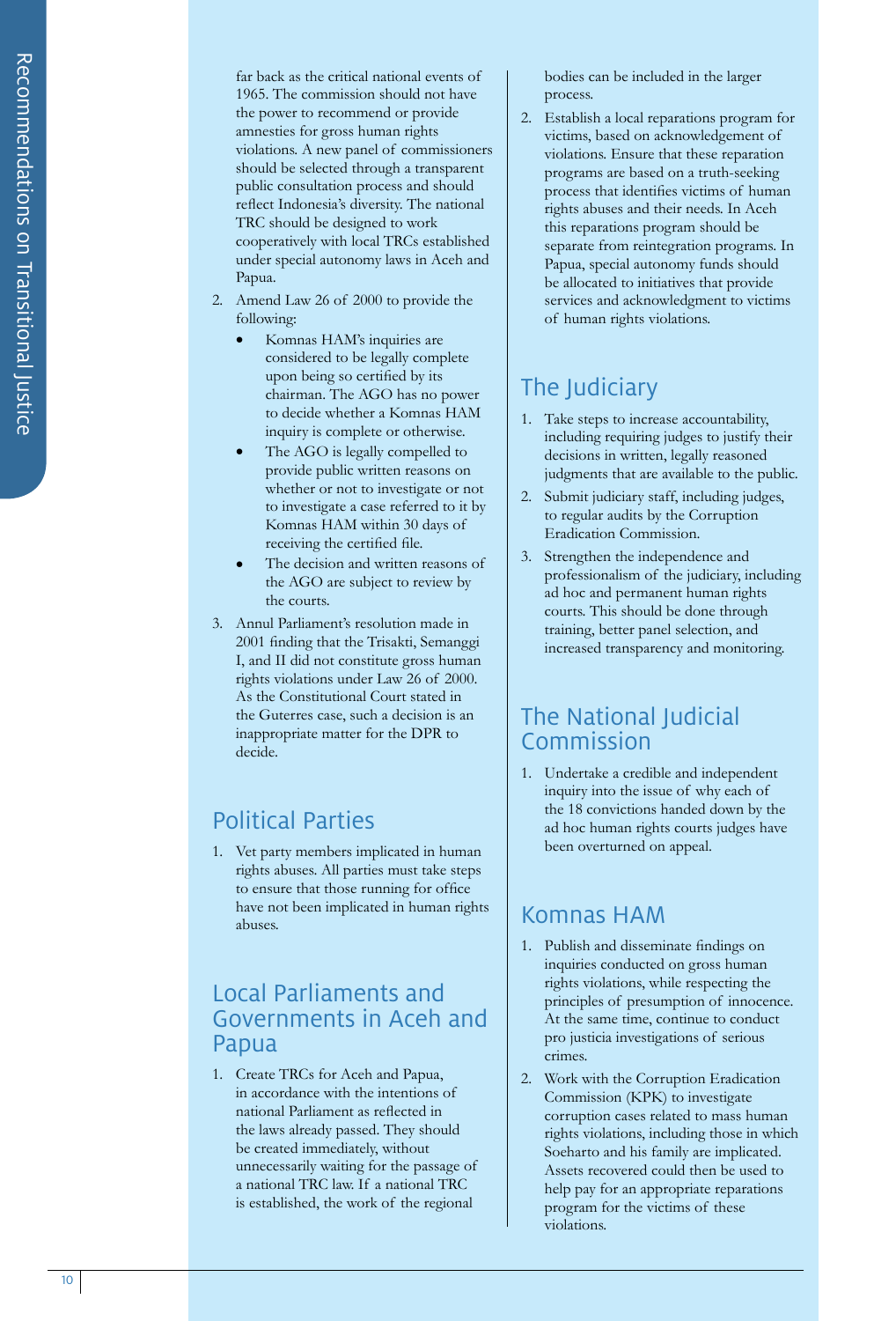far back as the critical national events of 1965. The commission should not have the power to recommend or provide amnesties for gross human rights violations. A new panel of commissioners should be selected through a transparent public consultation process and should reflect Indonesia's diversity. The national TRC should be designed to work cooperatively with local TRCs established under special autonomy laws in Aceh and Papua.

2. Amend Law 26 of 2000 to provide the following:
   - Komnas HAM's inquiries are considered to be legally complete upon being so certified by its chairman. The AGO has no power to decide whether a Komnas HAM inquiry is complete or otherwise.
   - The AGO is legally compelled to provide public written reasons on whether or not to investigate or not to investigate a case referred to it by Komnas HAM within 30 days of receiving the certified file.
   - The decision and written reasons of the AGO are subject to review by the courts.
3. Annul Parliament's resolution made in 2001 finding that the Trisakti, Semanggi I, and II did not constitute gross human rights violations under Law 26 of 2000. As the Constitutional Court stated in the Guterres case, such a decision is an inappropriate matter for the DPR to decide.

## Political Parties

1. Vet party members implicated in human rights abuses. All parties must take steps to ensure that those running for office have not been implicated in human rights abuses.

## Local Parliaments and Governments in Aceh and Papua

1. Create TRCs for Aceh and Papua, in accordance with the intentions of national Parliament as reflected in the laws already passed. They should be created immediately, without unnecessarily waiting for the passage of a national TRC law. If a national TRC is established, the work of the regional bodies can be included in the larger process.
2. Establish a local reparations program for victims, based on acknowledgement of violations. Ensure that these reparation programs are based on a truth-seeking process that identifies victims of human rights abuses and their needs. In Aceh this reparations program should be separate from reintegration programs. In Papua, special autonomy funds should be allocated to initiatives that provide services and acknowledgment to victims of human rights violations.

## The Judiciary

1. Take steps to increase accountability, including requiring judges to justify their decisions in written, legally reasoned judgments that are available to the public.
2. Submit judiciary staff, including judges, to regular audits by the Corruption Eradication Commission.
3. Strengthen the independence and professionalism of the judiciary, including ad hoc and permanent human rights courts. This should be done through training, better panel selection, and increased transparency and monitoring.

## The National Judicial Commission

1. Undertake a credible and independent inquiry into the issue of why each of the 18 convictions handed down by the ad hoc human rights courts judges have been overturned on appeal.

## Komnas HAM

1. Publish and disseminate findings on inquiries conducted on gross human rights violations, while respecting the principles of presumption of innocence. At the same time, continue to conduct pro justicia investigations of serious crimes.
2. Work with the Corruption Eradication Commission (KPK) to investigate corruption cases related to mass human rights violations, including those in which Soeharto and his family are implicated. Assets recovered could then be used to help pay for an appropriate reparations program for the victims of these violations.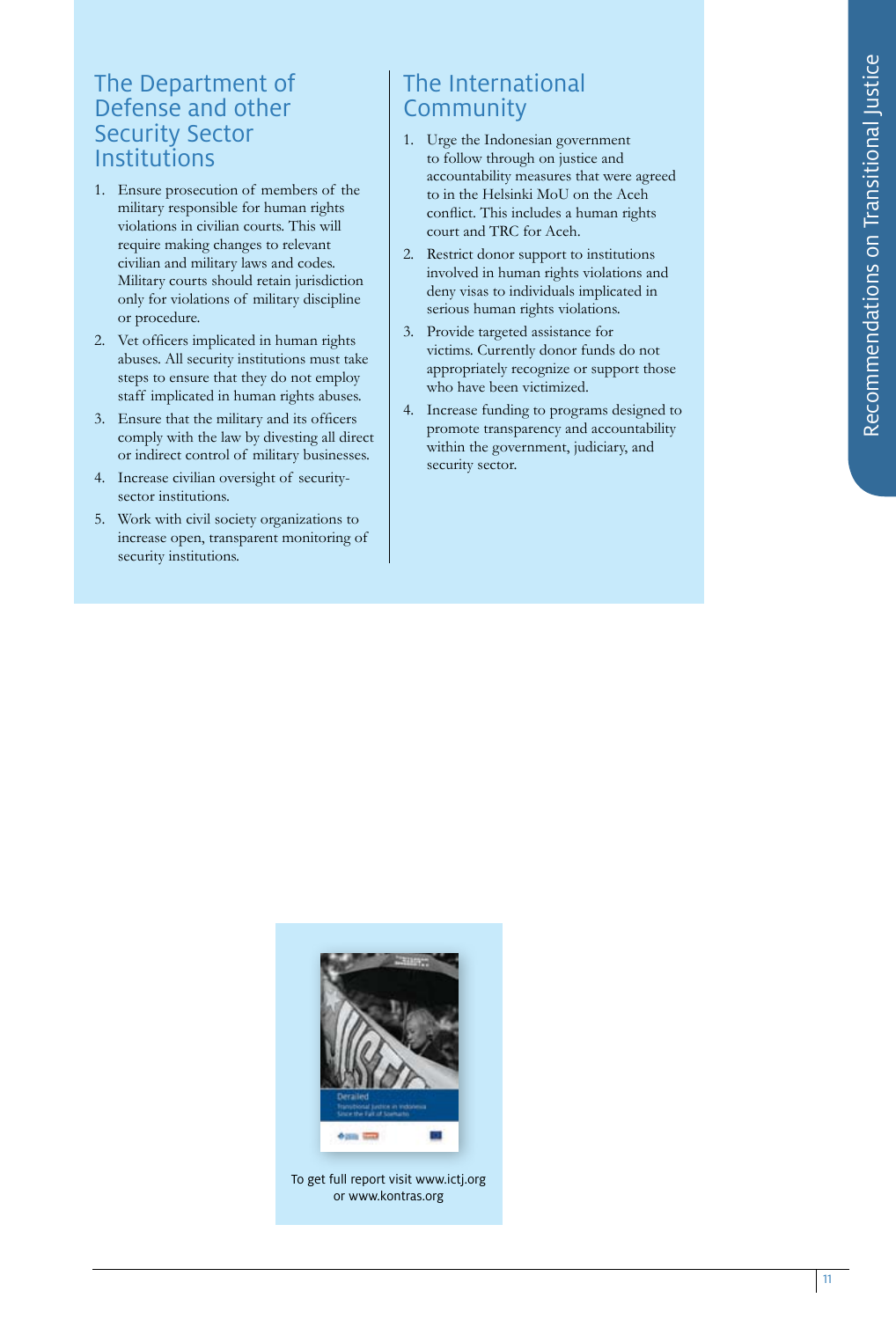## The Department of Defense and other Security Sector Institutions

1. Ensure prosecution of members of the military responsible for human rights violations in civilian courts. This will require making changes to relevant civilian and military laws and codes. Military courts should retain jurisdiction only for violations of military discipline or procedure.
2. Vet officers implicated in human rights abuses. All security institutions must take steps to ensure that they do not employ staff implicated in human rights abuses.
3. Ensure that the military and its officers comply with the law by divesting all direct or indirect control of military businesses.
4. Increase civilian oversight of security-sector institutions.
5. Work with civil society organizations to increase open, transparent monitoring of security institutions.

## The International Community

1. Urge the Indonesian government to follow through on justice and accountability measures that were agreed to in the Helsinki MoU on the Aceh conflict. This includes a human rights court and TRC for Aceh.
2. Restrict donor support to institutions involved in human rights violations and deny visas to individuals implicated in serious human rights violations.
3. Provide targeted assistance for victims. Currently donor funds do not appropriately recognize or support those who have been victimized.
4. Increase funding to programs designed to promote transparency and accountability within the government, judiciary, and security sector.

To get full report visit www.ictj.org or www.kontras.org